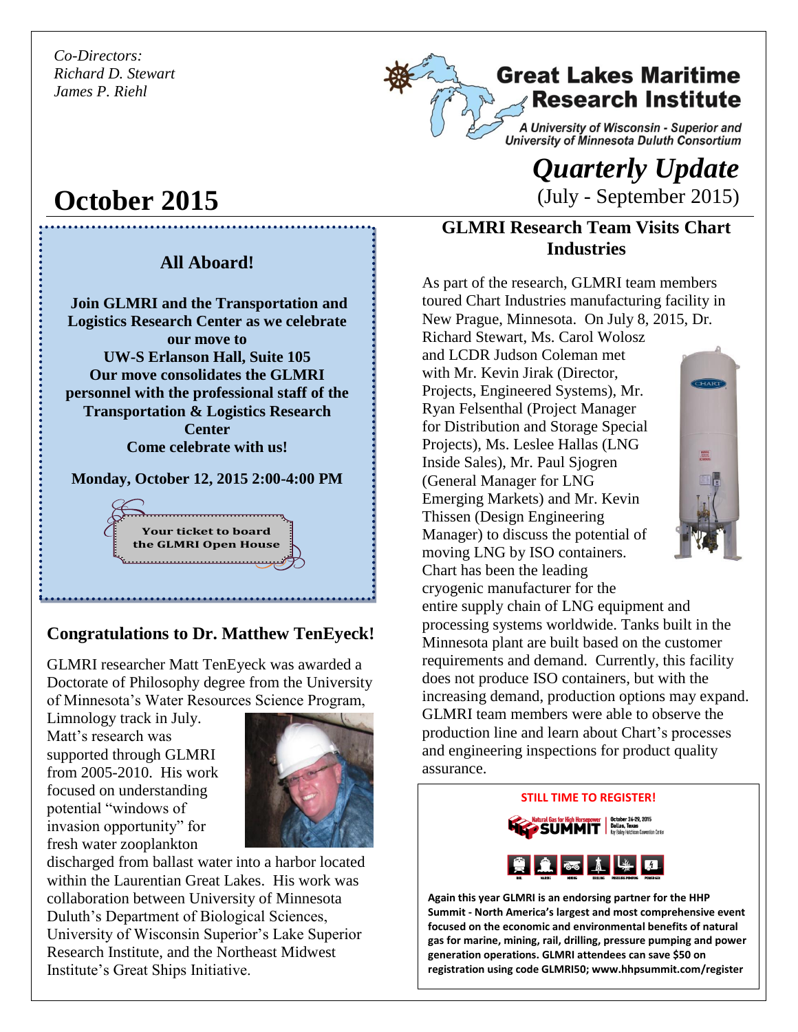*Co-Directors:*
*Richard D. Stewart*
*James P. Riehl*

**Great Lakes Maritime Research Institute**

*A University of Wisconsin - Superior and University of Minnesota Duluth Consortium*

# October 2015

## *Quarterly Update*

(July - September 2015)

### All Aboard!

**Join GLMRI and the Transportation and Logistics Research Center as we celebrate our move to**
**UW-S Erlanson Hall, Suite 105**
**Our move consolidates the GLMRI personnel with the professional staff of the Transportation & Logistics Research Center**
**Come celebrate with us!**

**Monday, October 12, 2015 2:00-4:00 PM**

**Your ticket to board the GLMRI Open House**

### Congratulations to Dr. Matthew TenEyeck!

GLMRI researcher Matt TenEyeck was awarded a Doctorate of Philosophy degree from the University of Minnesota's Water Resources Science Program, Limnology track in July. Matt's research was supported through GLMRI from 2005-2010. His work focused on understanding potential "windows of invasion opportunity" for fresh water zooplankton discharged from ballast water into a harbor located within the Laurentian Great Lakes. His work was collaboration between University of Minnesota Duluth's Department of Biological Sciences, University of Wisconsin Superior's Lake Superior Research Institute, and the Northeast Midwest Institute's Great Ships Initiative.

### GLMRI Research Team Visits Chart Industries

As part of the research, GLMRI team members toured Chart Industries manufacturing facility in New Prague, Minnesota. On July 8, 2015, Dr. Richard Stewart, Ms. Carol Wolosz and LCDR Judson Coleman met with Mr. Kevin Jirak (Director, Projects, Engineered Systems), Mr. Ryan Felsenthal (Project Manager for Distribution and Storage Special Projects), Ms. Leslee Hallas (LNG Inside Sales), Mr. Paul Sjogren (General Manager for LNG Emerging Markets) and Mr. Kevin Thissen (Design Engineering Manager) to discuss the potential of moving LNG by ISO containers. Chart has been the leading cryogenic manufacturer for the entire supply chain of LNG equipment and processing systems worldwide. Tanks built in the Minnesota plant are built based on the customer requirements and demand. Currently, this facility does not produce ISO containers, but with the increasing demand, production options may expand. GLMRI team members were able to observe the production line and learn about Chart's processes and engineering inspections for product quality assurance.

**STILL TIME TO REGISTER!**

Natural Gas for High Horsepower SUMMIT — October 26-29, 2015, Dallas, Texas, Kay Bailey Hutchison Convention Center

RAIL | MARINE | MINING | DRILLING | PRESSURE PUMPING | POWER GEN

**Again this year GLMRI is an endorsing partner for the HHP Summit - North America's largest and most comprehensive event focused on the economic and environmental benefits of natural gas for marine, mining, rail, drilling, pressure pumping and power generation operations. GLMRI attendees can save $50 on registration using code GLMRI50; www.hhpsummit.com/register**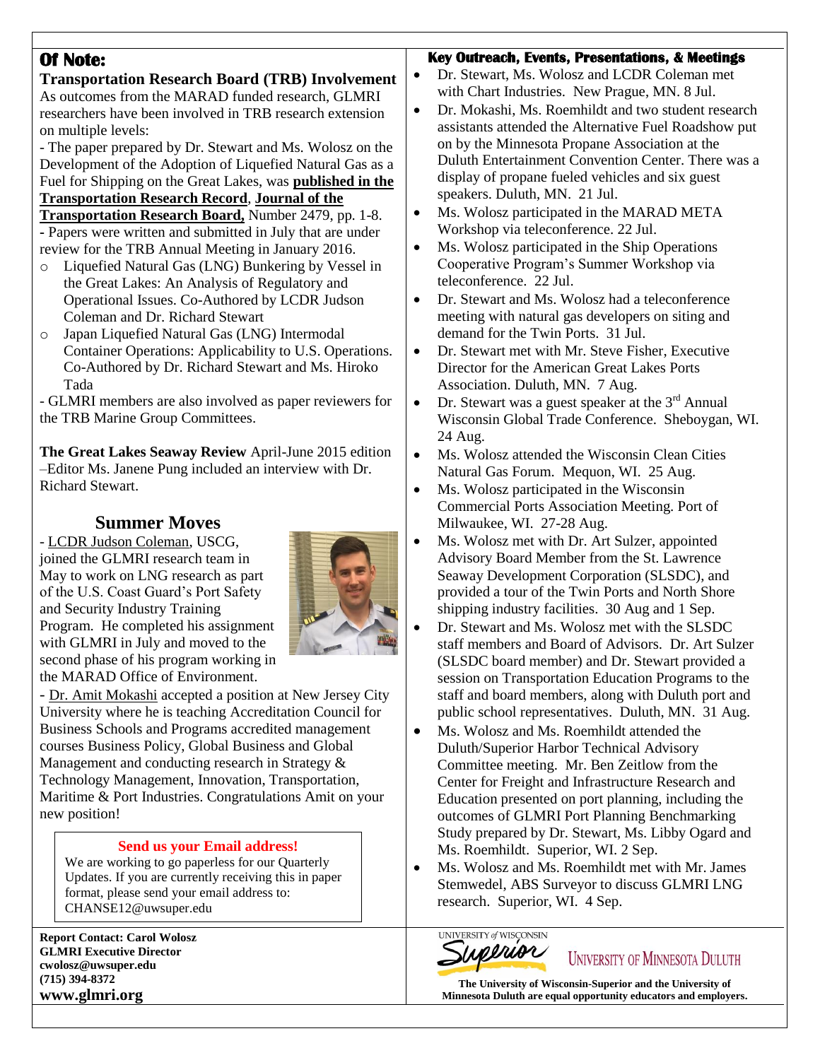## Of Note:

**Transportation Research Board (TRB) Involvement**

As outcomes from the MARAD funded research, GLMRI researchers have been involved in TRB research extension on multiple levels:

- The paper prepared by Dr. Stewart and Ms. Wolosz on the Development of the Adoption of Liquefied Natural Gas as a Fuel for Shipping on the Great Lakes, was **published in the Transportation Research Record**, **Journal of the Transportation Research Board,** Number 2479, pp. 1-8.
- Papers were written and submitted in July that are under review for the TRB Annual Meeting in January 2016.
  - Liquefied Natural Gas (LNG) Bunkering by Vessel in the Great Lakes: An Analysis of Regulatory and Operational Issues. Co-Authored by LCDR Judson Coleman and Dr. Richard Stewart
  - Japan Liquefied Natural Gas (LNG) Intermodal Container Operations: Applicability to U.S. Operations. Co-Authored by Dr. Richard Stewart and Ms. Hiroko Tada
- GLMRI members are also involved as paper reviewers for the TRB Marine Group Committees.

**The Great Lakes Seaway Review** April-June 2015 edition –Editor Ms. Janene Pung included an interview with Dr. Richard Stewart.

## Summer Moves

- LCDR Judson Coleman, USCG, joined the GLMRI research team in May to work on LNG research as part of the U.S. Coast Guard's Port Safety and Security Industry Training Program. He completed his assignment with GLMRI in July and moved to the second phase of his program working in the MARAD Office of Environment.

- Dr. Amit Mokashi accepted a position at New Jersey City University where he is teaching Accreditation Council for Business Schools and Programs accredited management courses Business Policy, Global Business and Global Management and conducting research in Strategy & Technology Management, Innovation, Transportation, Maritime & Port Industries. Congratulations Amit on your new position!

**Send us your Email address!**

We are working to go paperless for our Quarterly Updates. If you are currently receiving this in paper format, please send your email address to: CHANSE12@uwsuper.edu

## Key Outreach, Events, Presentations, & Meetings

- Dr. Stewart, Ms. Wolosz and LCDR Coleman met with Chart Industries. New Prague, MN. 8 Jul.
- Dr. Mokashi, Ms. Roemhildt and two student research assistants attended the Alternative Fuel Roadshow put on by the Minnesota Propane Association at the Duluth Entertainment Convention Center. There was a display of propane fueled vehicles and six guest speakers. Duluth, MN. 21 Jul.
- Ms. Wolosz participated in the MARAD META Workshop via teleconference. 22 Jul.
- Ms. Wolosz participated in the Ship Operations Cooperative Program's Summer Workshop via teleconference. 22 Jul.
- Dr. Stewart and Ms. Wolosz had a teleconference meeting with natural gas developers on siting and demand for the Twin Ports. 31 Jul.
- Dr. Stewart met with Mr. Steve Fisher, Executive Director for the American Great Lakes Ports Association. Duluth, MN. 7 Aug.
- Dr. Stewart was a guest speaker at the 3rd Annual Wisconsin Global Trade Conference. Sheboygan, WI. 24 Aug.
- Ms. Wolosz attended the Wisconsin Clean Cities Natural Gas Forum. Mequon, WI. 25 Aug.
- Ms. Wolosz participated in the Wisconsin Commercial Ports Association Meeting. Port of Milwaukee, WI. 27-28 Aug.
- Ms. Wolosz met with Dr. Art Sulzer, appointed Advisory Board Member from the St. Lawrence Seaway Development Corporation (SLSDC), and provided a tour of the Twin Ports and North Shore shipping industry facilities. 30 Aug and 1 Sep.
- Dr. Stewart and Ms. Wolosz met with the SLSDC staff members and Board of Advisors. Dr. Art Sulzer (SLSDC board member) and Dr. Stewart provided a session on Transportation Education Programs to the staff and board members, along with Duluth port and public school representatives. Duluth, MN. 31 Aug.
- Ms. Wolosz and Ms. Roemhildt attended the Duluth/Superior Harbor Technical Advisory Committee meeting. Mr. Ben Zeitlow from the Center for Freight and Infrastructure Research and Education presented on port planning, including the outcomes of GLMRI Port Planning Benchmarking Study prepared by Dr. Stewart, Ms. Libby Ogard and Ms. Roemhildt. Superior, WI. 2 Sep.
- Ms. Wolosz and Ms. Roemhildt met with Mr. James Stemwedel, ABS Surveyor to discuss GLMRI LNG research. Superior, WI. 4 Sep.

**Report Contact: Carol Wolosz**
**GLMRI Executive Director**
**cwolosz@uwsuper.edu**
**(715) 394-8372**
**www.glmri.org**

University of Wisconsin Superior — University of Minnesota Duluth

**The University of Wisconsin-Superior and the University of Minnesota Duluth are equal opportunity educators and employers.**